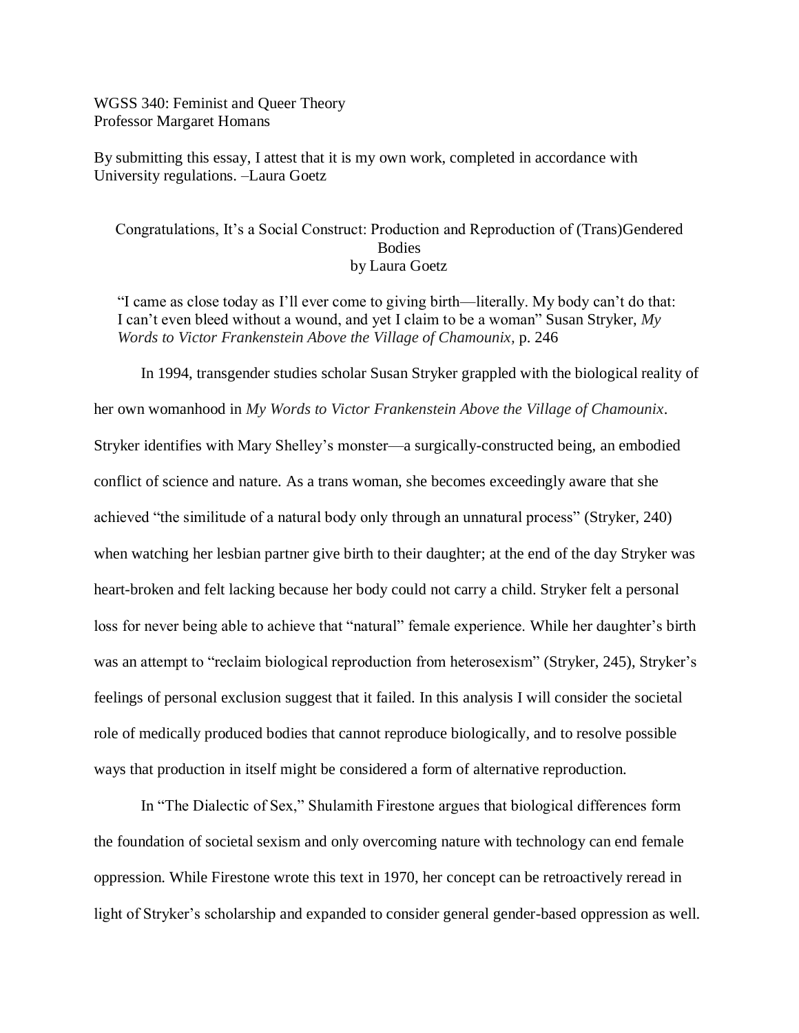WGSS 340: Feminist and Queer Theory
Professor Margaret Homans

By submitting this essay, I attest that it is my own work, completed in accordance with University regulations. –Laura Goetz

# Congratulations, It's a Social Construct: Production and Reproduction of (Trans)Gendered Bodies

by Laura Goetz

> "I came as close today as I'll ever come to giving birth—literally. My body can't do that: I can't even bleed without a wound, and yet I claim to be a woman" Susan Stryker, *My Words to Victor Frankenstein Above the Village of Chamounix,* p. 246

In 1994, transgender studies scholar Susan Stryker grappled with the biological reality of her own womanhood in *My Words to Victor Frankenstein Above the Village of Chamounix*. Stryker identifies with Mary Shelley's monster—a surgically-constructed being, an embodied conflict of science and nature. As a trans woman, she becomes exceedingly aware that she achieved "the similitude of a natural body only through an unnatural process" (Stryker, 240) when watching her lesbian partner give birth to their daughter; at the end of the day Stryker was heart-broken and felt lacking because her body could not carry a child. Stryker felt a personal loss for never being able to achieve that "natural" female experience. While her daughter's birth was an attempt to "reclaim biological reproduction from heterosexism" (Stryker, 245), Stryker's feelings of personal exclusion suggest that it failed. In this analysis I will consider the societal role of medically produced bodies that cannot reproduce biologically, and to resolve possible ways that production in itself might be considered a form of alternative reproduction.

In "The Dialectic of Sex," Shulamith Firestone argues that biological differences form the foundation of societal sexism and only overcoming nature with technology can end female oppression. While Firestone wrote this text in 1970, her concept can be retroactively reread in light of Stryker's scholarship and expanded to consider general gender-based oppression as well.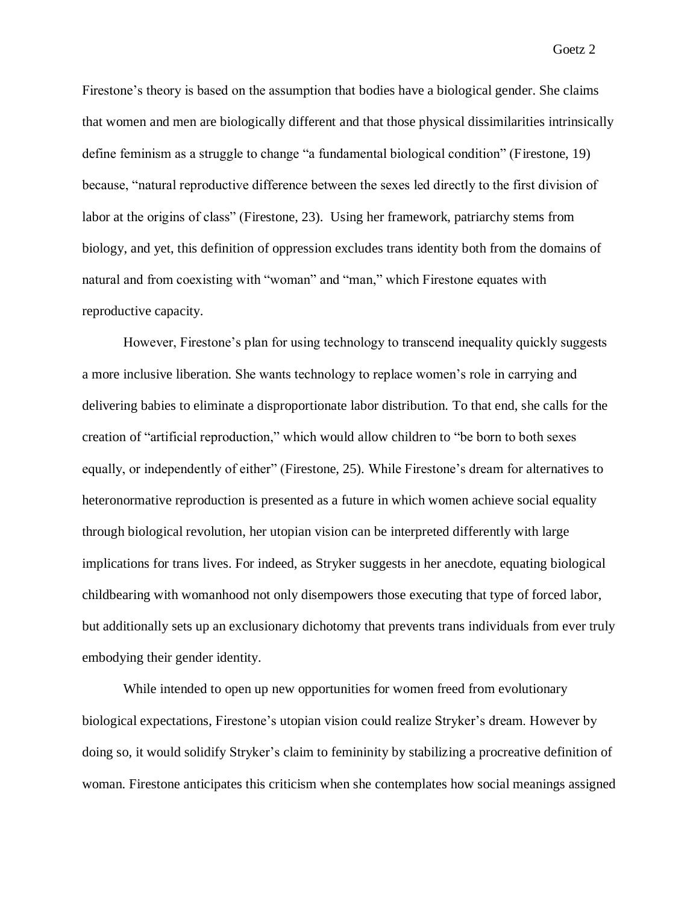Firestone's theory is based on the assumption that bodies have a biological gender. She claims that women and men are biologically different and that those physical dissimilarities intrinsically define feminism as a struggle to change "a fundamental biological condition" (Firestone, 19) because, "natural reproductive difference between the sexes led directly to the first division of labor at the origins of class" (Firestone, 23). Using her framework, patriarchy stems from biology, and yet, this definition of oppression excludes trans identity both from the domains of natural and from coexisting with "woman" and "man," which Firestone equates with reproductive capacity.

However, Firestone's plan for using technology to transcend inequality quickly suggests a more inclusive liberation. She wants technology to replace women's role in carrying and delivering babies to eliminate a disproportionate labor distribution. To that end, she calls for the creation of "artificial reproduction," which would allow children to "be born to both sexes equally, or independently of either" (Firestone, 25). While Firestone's dream for alternatives to heteronormative reproduction is presented as a future in which women achieve social equality through biological revolution, her utopian vision can be interpreted differently with large implications for trans lives. For indeed, as Stryker suggests in her anecdote, equating biological childbearing with womanhood not only disempowers those executing that type of forced labor, but additionally sets up an exclusionary dichotomy that prevents trans individuals from ever truly embodying their gender identity.

While intended to open up new opportunities for women freed from evolutionary biological expectations, Firestone's utopian vision could realize Stryker's dream. However by doing so, it would solidify Stryker's claim to femininity by stabilizing a procreative definition of woman. Firestone anticipates this criticism when she contemplates how social meanings assigned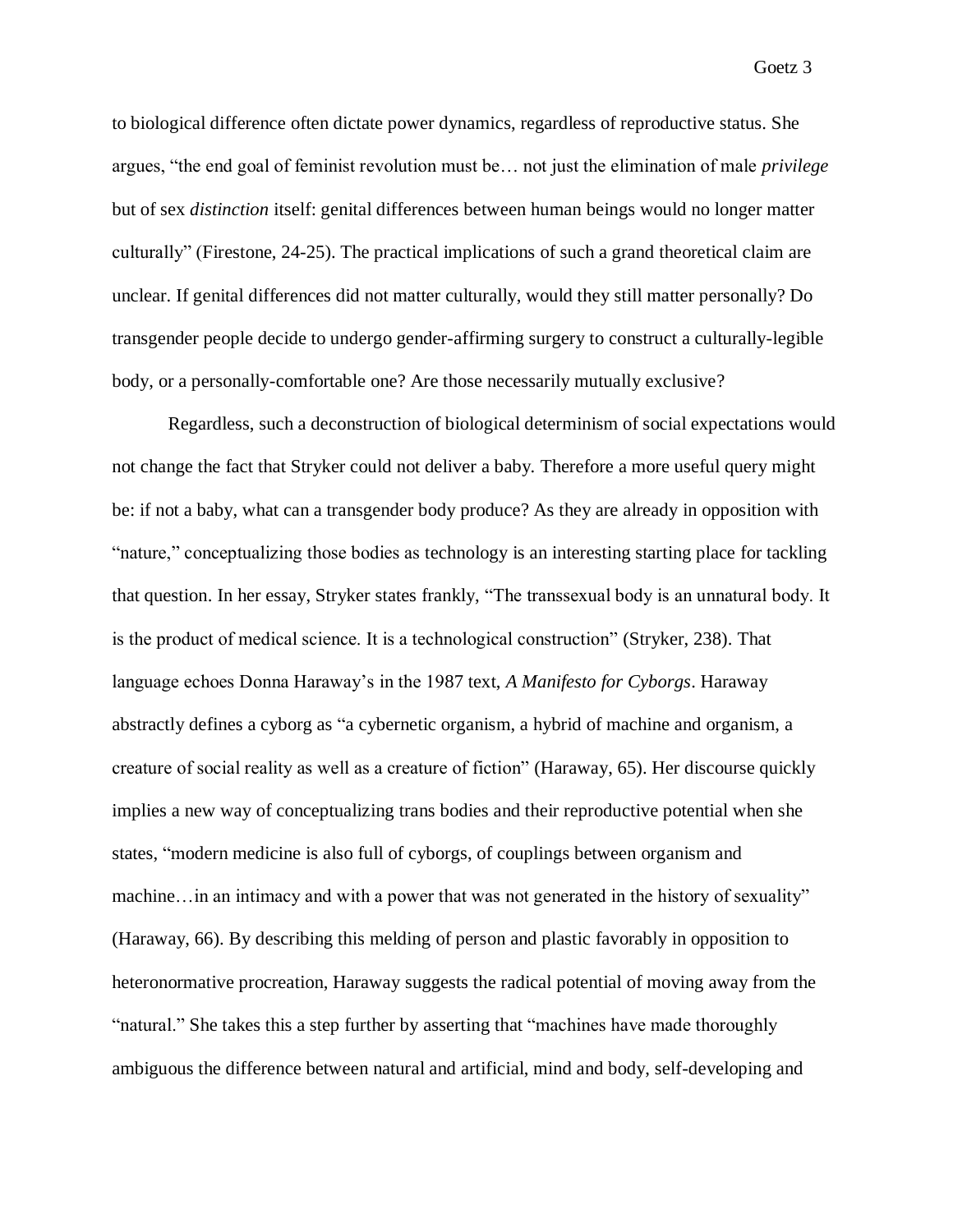to biological difference often dictate power dynamics, regardless of reproductive status. She argues, "the end goal of feminist revolution must be… not just the elimination of male *privilege* but of sex *distinction* itself: genital differences between human beings would no longer matter culturally" (Firestone, 24-25). The practical implications of such a grand theoretical claim are unclear. If genital differences did not matter culturally, would they still matter personally? Do transgender people decide to undergo gender-affirming surgery to construct a culturally-legible body, or a personally-comfortable one? Are those necessarily mutually exclusive?

Regardless, such a deconstruction of biological determinism of social expectations would not change the fact that Stryker could not deliver a baby. Therefore a more useful query might be: if not a baby, what can a transgender body produce? As they are already in opposition with "nature," conceptualizing those bodies as technology is an interesting starting place for tackling that question. In her essay, Stryker states frankly, "The transsexual body is an unnatural body. It is the product of medical science. It is a technological construction" (Stryker, 238). That language echoes Donna Haraway's in the 1987 text, *A Manifesto for Cyborgs*. Haraway abstractly defines a cyborg as "a cybernetic organism, a hybrid of machine and organism, a creature of social reality as well as a creature of fiction" (Haraway, 65). Her discourse quickly implies a new way of conceptualizing trans bodies and their reproductive potential when she states, "modern medicine is also full of cyborgs, of couplings between organism and machine…in an intimacy and with a power that was not generated in the history of sexuality" (Haraway, 66). By describing this melding of person and plastic favorably in opposition to heteronormative procreation, Haraway suggests the radical potential of moving away from the "natural." She takes this a step further by asserting that "machines have made thoroughly ambiguous the difference between natural and artificial, mind and body, self-developing and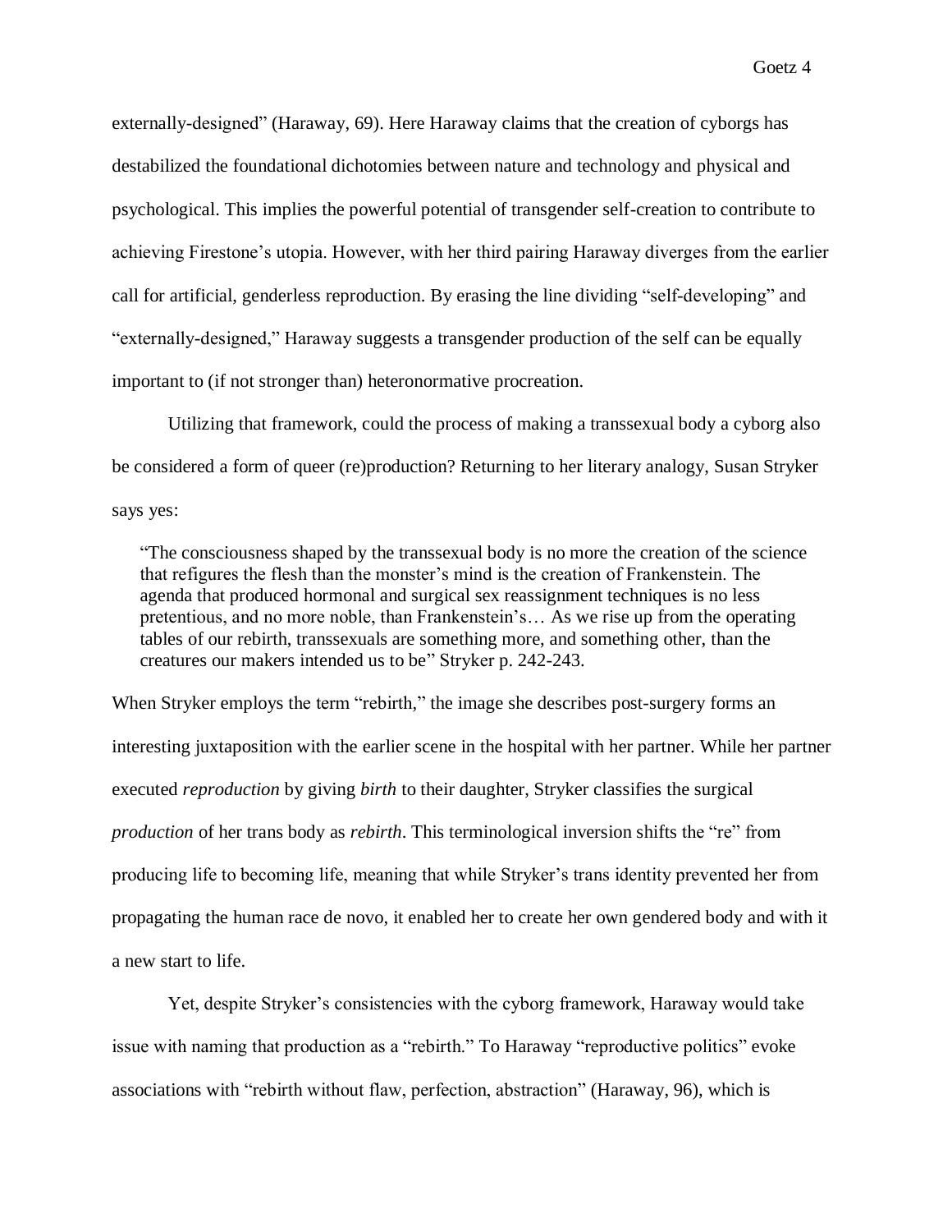externally-designed" (Haraway, 69). Here Haraway claims that the creation of cyborgs has destabilized the foundational dichotomies between nature and technology and physical and psychological. This implies the powerful potential of transgender self-creation to contribute to achieving Firestone's utopia. However, with her third pairing Haraway diverges from the earlier call for artificial, genderless reproduction. By erasing the line dividing "self-developing" and "externally-designed," Haraway suggests a transgender production of the self can be equally important to (if not stronger than) heteronormative procreation.

Utilizing that framework, could the process of making a transsexual body a cyborg also be considered a form of queer (re)production? Returning to her literary analogy, Susan Stryker says yes:

> "The consciousness shaped by the transsexual body is no more the creation of the science that refigures the flesh than the monster's mind is the creation of Frankenstein. The agenda that produced hormonal and surgical sex reassignment techniques is no less pretentious, and no more noble, than Frankenstein's… As we rise up from the operating tables of our rebirth, transsexuals are something more, and something other, than the creatures our makers intended us to be" Stryker p. 242-243.

When Stryker employs the term "rebirth," the image she describes post-surgery forms an interesting juxtaposition with the earlier scene in the hospital with her partner. While her partner executed *reproduction* by giving *birth* to their daughter, Stryker classifies the surgical *production* of her trans body as *rebirth*. This terminological inversion shifts the "re" from producing life to becoming life, meaning that while Stryker's trans identity prevented her from propagating the human race de novo, it enabled her to create her own gendered body and with it a new start to life.

Yet, despite Stryker's consistencies with the cyborg framework, Haraway would take issue with naming that production as a "rebirth." To Haraway "reproductive politics" evoke associations with "rebirth without flaw, perfection, abstraction" (Haraway, 96), which is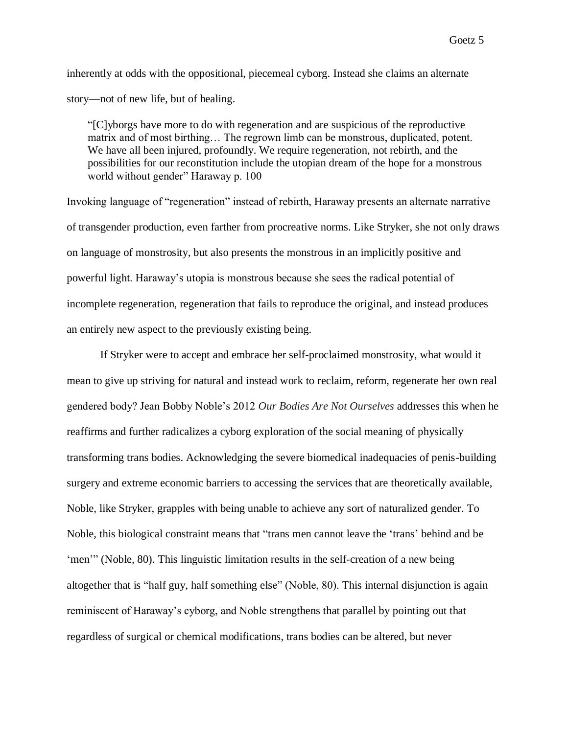inherently at odds with the oppositional, piecemeal cyborg. Instead she claims an alternate story—not of new life, but of healing.

> "[C]yborgs have more to do with regeneration and are suspicious of the reproductive matrix and of most birthing… The regrown limb can be monstrous, duplicated, potent. We have all been injured, profoundly. We require regeneration, not rebirth, and the possibilities for our reconstitution include the utopian dream of the hope for a monstrous world without gender" Haraway p. 100

Invoking language of "regeneration" instead of rebirth, Haraway presents an alternate narrative of transgender production, even farther from procreative norms. Like Stryker, she not only draws on language of monstrosity, but also presents the monstrous in an implicitly positive and powerful light. Haraway's utopia is monstrous because she sees the radical potential of incomplete regeneration, regeneration that fails to reproduce the original, and instead produces an entirely new aspect to the previously existing being.

If Stryker were to accept and embrace her self-proclaimed monstrosity, what would it mean to give up striving for natural and instead work to reclaim, reform, regenerate her own real gendered body? Jean Bobby Noble's 2012 *Our Bodies Are Not Ourselves* addresses this when he reaffirms and further radicalizes a cyborg exploration of the social meaning of physically transforming trans bodies. Acknowledging the severe biomedical inadequacies of penis-building surgery and extreme economic barriers to accessing the services that are theoretically available, Noble, like Stryker, grapples with being unable to achieve any sort of naturalized gender. To Noble, this biological constraint means that "trans men cannot leave the 'trans' behind and be 'men'" (Noble, 80). This linguistic limitation results in the self-creation of a new being altogether that is "half guy, half something else" (Noble, 80). This internal disjunction is again reminiscent of Haraway's cyborg, and Noble strengthens that parallel by pointing out that regardless of surgical or chemical modifications, trans bodies can be altered, but never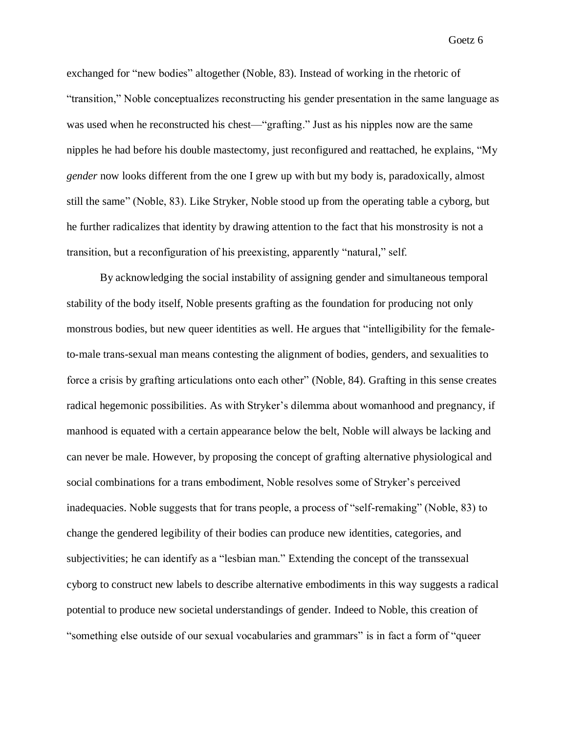exchanged for "new bodies" altogether (Noble, 83). Instead of working in the rhetoric of "transition," Noble conceptualizes reconstructing his gender presentation in the same language as was used when he reconstructed his chest—"grafting." Just as his nipples now are the same nipples he had before his double mastectomy, just reconfigured and reattached, he explains, "My *gender* now looks different from the one I grew up with but my body is, paradoxically, almost still the same" (Noble, 83). Like Stryker, Noble stood up from the operating table a cyborg, but he further radicalizes that identity by drawing attention to the fact that his monstrosity is not a transition, but a reconfiguration of his preexisting, apparently "natural," self.

By acknowledging the social instability of assigning gender and simultaneous temporal stability of the body itself, Noble presents grafting as the foundation for producing not only monstrous bodies, but new queer identities as well. He argues that "intelligibility for the female-to-male trans-sexual man means contesting the alignment of bodies, genders, and sexualities to force a crisis by grafting articulations onto each other" (Noble, 84). Grafting in this sense creates radical hegemonic possibilities. As with Stryker's dilemma about womanhood and pregnancy, if manhood is equated with a certain appearance below the belt, Noble will always be lacking and can never be male. However, by proposing the concept of grafting alternative physiological and social combinations for a trans embodiment, Noble resolves some of Stryker's perceived inadequacies. Noble suggests that for trans people, a process of "self-remaking" (Noble, 83) to change the gendered legibility of their bodies can produce new identities, categories, and subjectivities; he can identify as a "lesbian man." Extending the concept of the transsexual cyborg to construct new labels to describe alternative embodiments in this way suggests a radical potential to produce new societal understandings of gender. Indeed to Noble, this creation of "something else outside of our sexual vocabularies and grammars" is in fact a form of "queer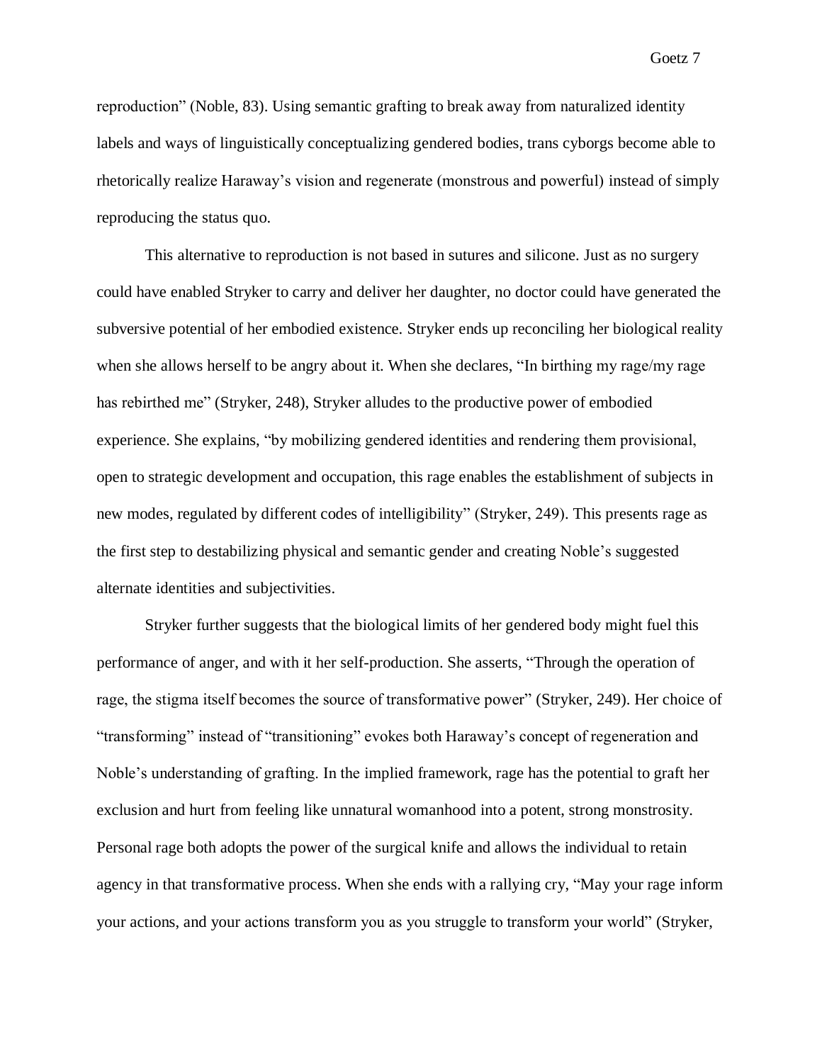reproduction" (Noble, 83). Using semantic grafting to break away from naturalized identity labels and ways of linguistically conceptualizing gendered bodies, trans cyborgs become able to rhetorically realize Haraway's vision and regenerate (monstrous and powerful) instead of simply reproducing the status quo.

This alternative to reproduction is not based in sutures and silicone. Just as no surgery could have enabled Stryker to carry and deliver her daughter, no doctor could have generated the subversive potential of her embodied existence. Stryker ends up reconciling her biological reality when she allows herself to be angry about it. When she declares, "In birthing my rage/my rage has rebirthed me" (Stryker, 248), Stryker alludes to the productive power of embodied experience. She explains, "by mobilizing gendered identities and rendering them provisional, open to strategic development and occupation, this rage enables the establishment of subjects in new modes, regulated by different codes of intelligibility" (Stryker, 249). This presents rage as the first step to destabilizing physical and semantic gender and creating Noble's suggested alternate identities and subjectivities.

Stryker further suggests that the biological limits of her gendered body might fuel this performance of anger, and with it her self-production. She asserts, "Through the operation of rage, the stigma itself becomes the source of transformative power" (Stryker, 249). Her choice of "transforming" instead of "transitioning" evokes both Haraway's concept of regeneration and Noble's understanding of grafting. In the implied framework, rage has the potential to graft her exclusion and hurt from feeling like unnatural womanhood into a potent, strong monstrosity. Personal rage both adopts the power of the surgical knife and allows the individual to retain agency in that transformative process. When she ends with a rallying cry, "May your rage inform your actions, and your actions transform you as you struggle to transform your world" (Stryker,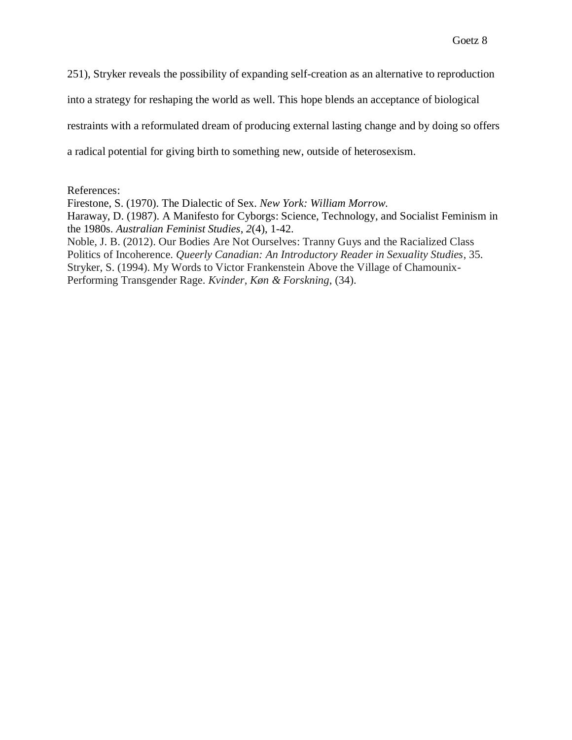251), Stryker reveals the possibility of expanding self-creation as an alternative to reproduction into a strategy for reshaping the world as well. This hope blends an acceptance of biological restraints with a reformulated dream of producing external lasting change and by doing so offers a radical potential for giving birth to something new, outside of heterosexism.

References:

Firestone, S. (1970). The Dialectic of Sex. *New York: William Morrow.*

Haraway, D. (1987). A Manifesto for Cyborgs: Science, Technology, and Socialist Feminism in the 1980s. *Australian Feminist Studies*, *2*(4), 1-42.

Noble, J. B. (2012). Our Bodies Are Not Ourselves: Tranny Guys and the Racialized Class Politics of Incoherence. *Queerly Canadian: An Introductory Reader in Sexuality Studies*, 35.

Stryker, S. (1994). My Words to Victor Frankenstein Above the Village of Chamounix-Performing Transgender Rage. *Kvinder, Køn & Forskning*, (34).